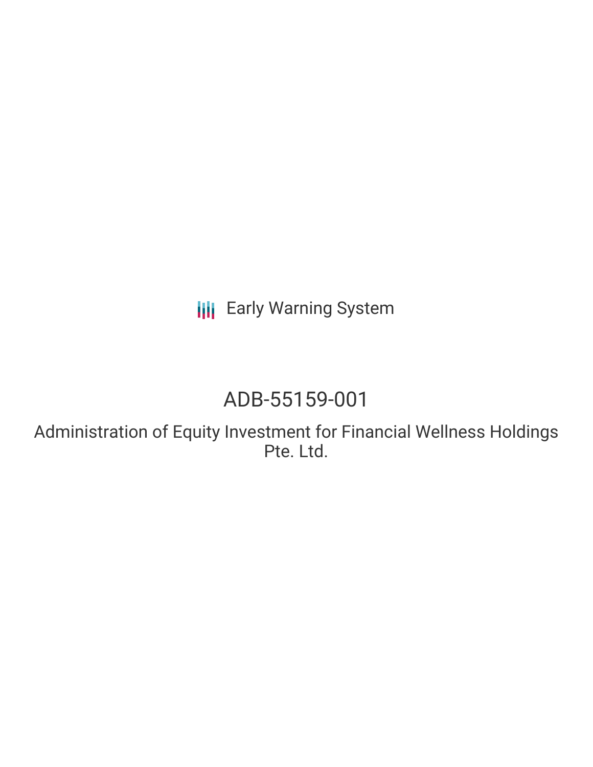Early Warning System

# ADB-55159-001

## Administration of Equity Investment for Financial Wellness Holdings Pte. Ltd.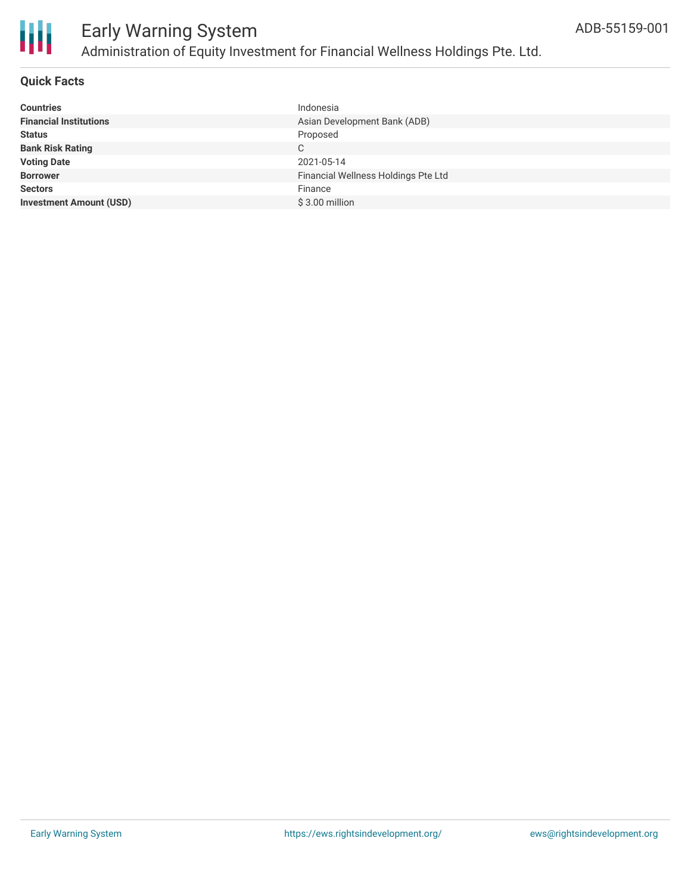# Early Warning System

## Administration of Equity Investment for Financial Wellness Holdings Pte. Ltd.

ADB-55159-001

### Quick Facts

| | |
|---|---|
| **Countries** | Indonesia |
| **Financial Institutions** | Asian Development Bank (ADB) |
| **Status** | Proposed |
| **Bank Risk Rating** | C |
| **Voting Date** | 2021-05-14 |
| **Borrower** | Financial Wellness Holdings Pte Ltd |
| **Sectors** | Finance |
| **Investment Amount (USD)** | $ 3.00 million |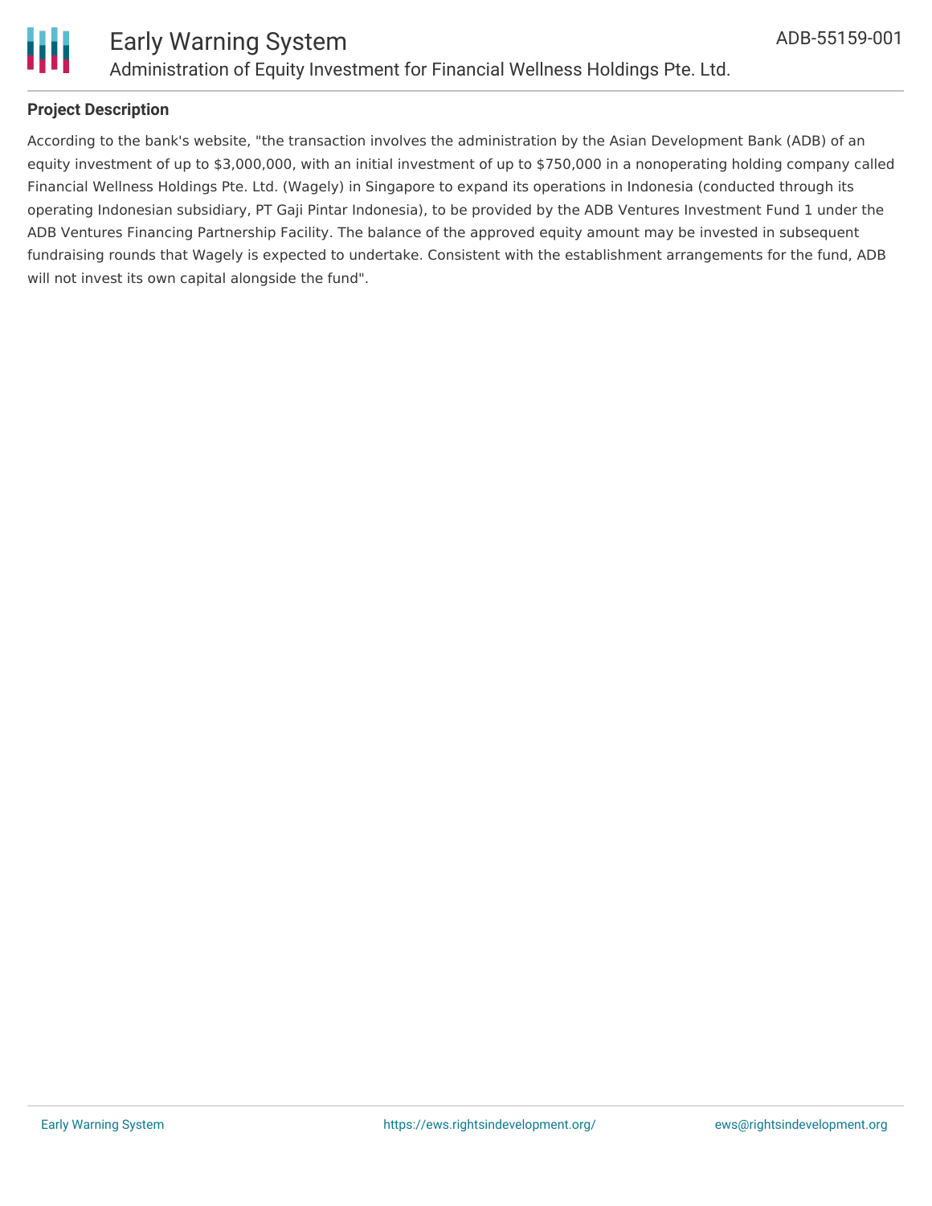## Project Description

According to the bank's website, "the transaction involves the administration by the Asian Development Bank (ADB) of an equity investment of up to $3,000,000, with an initial investment of up to $750,000 in a nonoperating holding company called Financial Wellness Holdings Pte. Ltd. (Wagely) in Singapore to expand its operations in Indonesia (conducted through its operating Indonesian subsidiary, PT Gaji Pintar Indonesia), to be provided by the ADB Ventures Investment Fund 1 under the ADB Ventures Financing Partnership Facility. The balance of the approved equity amount may be invested in subsequent fundraising rounds that Wagely is expected to undertake. Consistent with the establishment arrangements for the fund, ADB will not invest its own capital alongside the fund".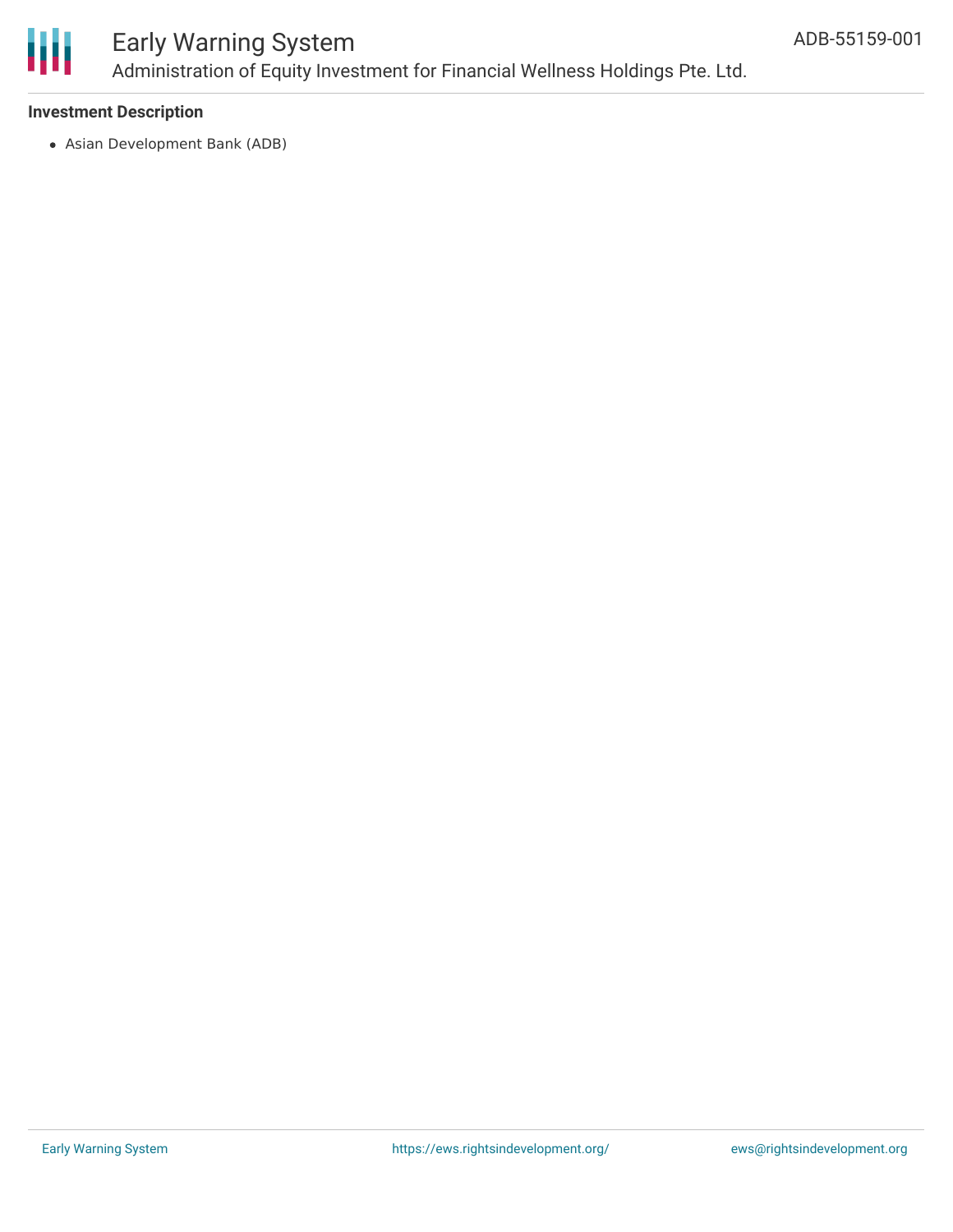### Investment Description

- Asian Development Bank (ADB)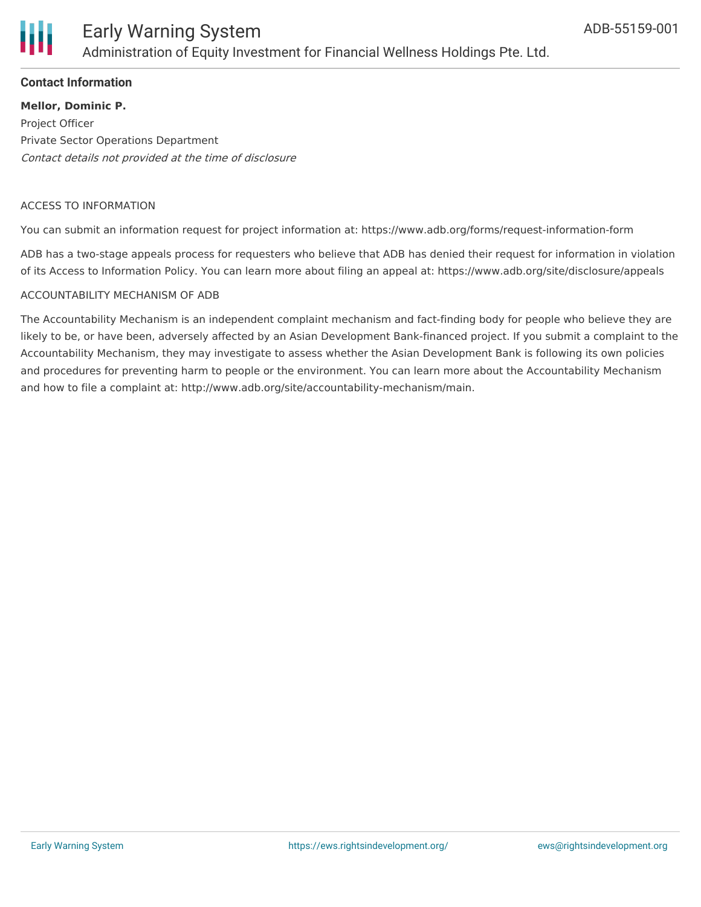## Contact Information

**Mellor, Dominic P.**

Project Officer

Private Sector Operations Department

*Contact details not provided at the time of disclosure*

ACCESS TO INFORMATION

You can submit an information request for project information at: https://www.adb.org/forms/request-information-form

ADB has a two-stage appeals process for requesters who believe that ADB has denied their request for information in violation of its Access to Information Policy. You can learn more about filing an appeal at: https://www.adb.org/site/disclosure/appeals

ACCOUNTABILITY MECHANISM OF ADB

The Accountability Mechanism is an independent complaint mechanism and fact-finding body for people who believe they are likely to be, or have been, adversely affected by an Asian Development Bank-financed project. If you submit a complaint to the Accountability Mechanism, they may investigate to assess whether the Asian Development Bank is following its own policies and procedures for preventing harm to people or the environment. You can learn more about the Accountability Mechanism and how to file a complaint at: http://www.adb.org/site/accountability-mechanism/main.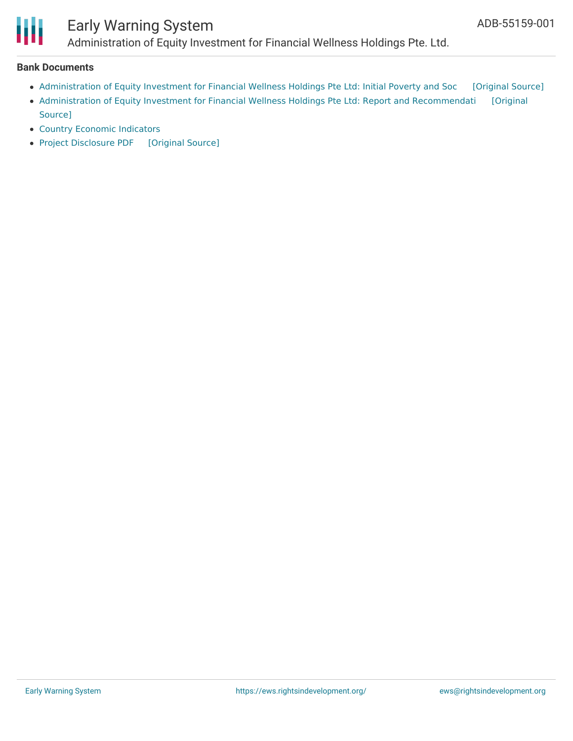### Bank Documents

- Administration of Equity Investment for Financial Wellness Holdings Pte Ltd: Initial Poverty and Soc [Original Source]
- Administration of Equity Investment for Financial Wellness Holdings Pte Ltd: Report and Recommendati [Original Source]
- Country Economic Indicators
- Project Disclosure PDF [Original Source]